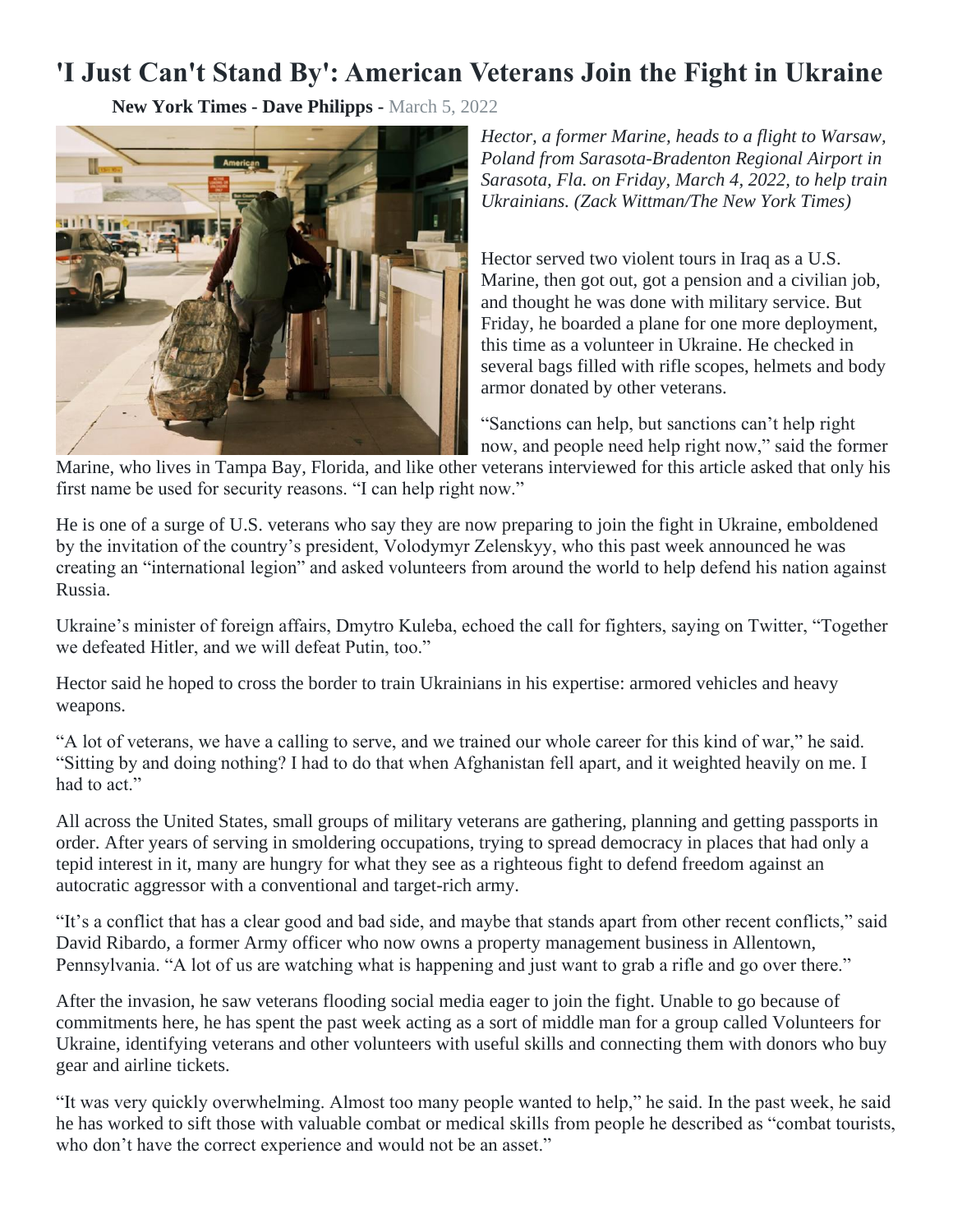# 'I Just Can't Stand By': American Veterans Join the Fight in Ukraine

**New York Times - Dave Philipps -** March 5, 2022

*Hector, a former Marine, heads to a flight to Warsaw, Poland from Sarasota-Bradenton Regional Airport in Sarasota, Fla. on Friday, March 4, 2022, to help train Ukrainians. (Zack Wittman/The New York Times)*

Hector served two violent tours in Iraq as a U.S. Marine, then got out, got a pension and a civilian job, and thought he was done with military service. But Friday, he boarded a plane for one more deployment, this time as a volunteer in Ukraine. He checked in several bags filled with rifle scopes, helmets and body armor donated by other veterans.

"Sanctions can help, but sanctions can't help right now, and people need help right now," said the former Marine, who lives in Tampa Bay, Florida, and like other veterans interviewed for this article asked that only his first name be used for security reasons. "I can help right now."

He is one of a surge of U.S. veterans who say they are now preparing to join the fight in Ukraine, emboldened by the invitation of the country's president, Volodymyr Zelenskyy, who this past week announced he was creating an "international legion" and asked volunteers from around the world to help defend his nation against Russia.

Ukraine's minister of foreign affairs, Dmytro Kuleba, echoed the call for fighters, saying on Twitter, "Together we defeated Hitler, and we will defeat Putin, too."

Hector said he hoped to cross the border to train Ukrainians in his expertise: armored vehicles and heavy weapons.

"A lot of veterans, we have a calling to serve, and we trained our whole career for this kind of war," he said. "Sitting by and doing nothing? I had to do that when Afghanistan fell apart, and it weighted heavily on me. I had to act."

All across the United States, small groups of military veterans are gathering, planning and getting passports in order. After years of serving in smoldering occupations, trying to spread democracy in places that had only a tepid interest in it, many are hungry for what they see as a righteous fight to defend freedom against an autocratic aggressor with a conventional and target-rich army.

"It's a conflict that has a clear good and bad side, and maybe that stands apart from other recent conflicts," said David Ribardo, a former Army officer who now owns a property management business in Allentown, Pennsylvania. "A lot of us are watching what is happening and just want to grab a rifle and go over there."

After the invasion, he saw veterans flooding social media eager to join the fight. Unable to go because of commitments here, he has spent the past week acting as a sort of middle man for a group called Volunteers for Ukraine, identifying veterans and other volunteers with useful skills and connecting them with donors who buy gear and airline tickets.

"It was very quickly overwhelming. Almost too many people wanted to help," he said. In the past week, he said he has worked to sift those with valuable combat or medical skills from people he described as "combat tourists, who don't have the correct experience and would not be an asset."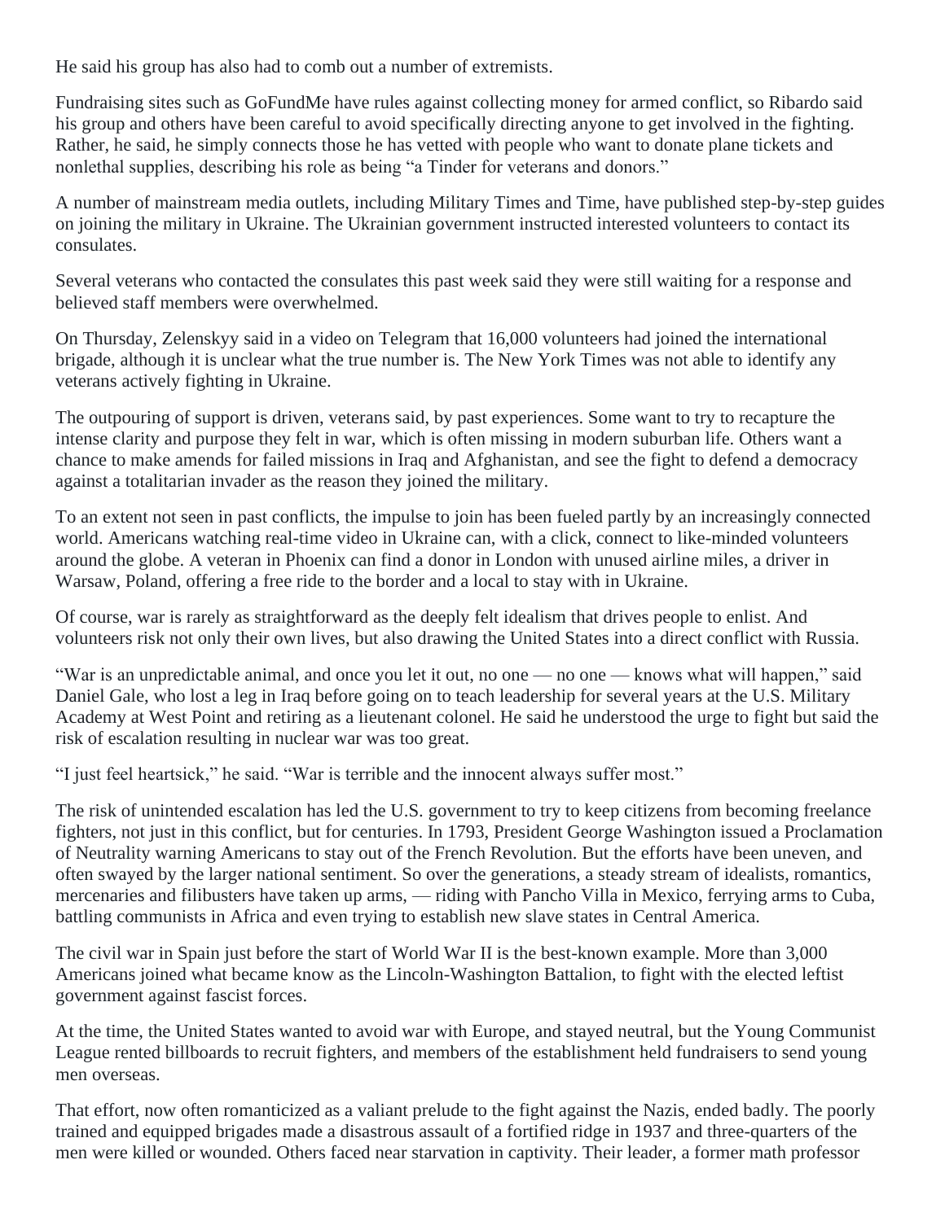He said his group has also had to comb out a number of extremists.

Fundraising sites such as GoFundMe have rules against collecting money for armed conflict, so Ribardo said his group and others have been careful to avoid specifically directing anyone to get involved in the fighting. Rather, he said, he simply connects those he has vetted with people who want to donate plane tickets and nonlethal supplies, describing his role as being "a Tinder for veterans and donors."

A number of mainstream media outlets, including Military Times and Time, have published step-by-step guides on joining the military in Ukraine. The Ukrainian government instructed interested volunteers to contact its consulates.

Several veterans who contacted the consulates this past week said they were still waiting for a response and believed staff members were overwhelmed.

On Thursday, Zelenskyy said in a video on Telegram that 16,000 volunteers had joined the international brigade, although it is unclear what the true number is. The New York Times was not able to identify any veterans actively fighting in Ukraine.

The outpouring of support is driven, veterans said, by past experiences. Some want to try to recapture the intense clarity and purpose they felt in war, which is often missing in modern suburban life. Others want a chance to make amends for failed missions in Iraq and Afghanistan, and see the fight to defend a democracy against a totalitarian invader as the reason they joined the military.

To an extent not seen in past conflicts, the impulse to join has been fueled partly by an increasingly connected world. Americans watching real-time video in Ukraine can, with a click, connect to like-minded volunteers around the globe. A veteran in Phoenix can find a donor in London with unused airline miles, a driver in Warsaw, Poland, offering a free ride to the border and a local to stay with in Ukraine.

Of course, war is rarely as straightforward as the deeply felt idealism that drives people to enlist. And volunteers risk not only their own lives, but also drawing the United States into a direct conflict with Russia.

"War is an unpredictable animal, and once you let it out, no one — no one — knows what will happen," said Daniel Gale, who lost a leg in Iraq before going on to teach leadership for several years at the U.S. Military Academy at West Point and retiring as a lieutenant colonel. He said he understood the urge to fight but said the risk of escalation resulting in nuclear war was too great.

"I just feel heartsick," he said. "War is terrible and the innocent always suffer most."

The risk of unintended escalation has led the U.S. government to try to keep citizens from becoming freelance fighters, not just in this conflict, but for centuries. In 1793, President George Washington issued a Proclamation of Neutrality warning Americans to stay out of the French Revolution. But the efforts have been uneven, and often swayed by the larger national sentiment. So over the generations, a steady stream of idealists, romantics, mercenaries and filibusters have taken up arms, — riding with Pancho Villa in Mexico, ferrying arms to Cuba, battling communists in Africa and even trying to establish new slave states in Central America.

The civil war in Spain just before the start of World War II is the best-known example. More than 3,000 Americans joined what became know as the Lincoln-Washington Battalion, to fight with the elected leftist government against fascist forces.

At the time, the United States wanted to avoid war with Europe, and stayed neutral, but the Young Communist League rented billboards to recruit fighters, and members of the establishment held fundraisers to send young men overseas.

That effort, now often romanticized as a valiant prelude to the fight against the Nazis, ended badly. The poorly trained and equipped brigades made a disastrous assault of a fortified ridge in 1937 and three-quarters of the men were killed or wounded. Others faced near starvation in captivity. Their leader, a former math professor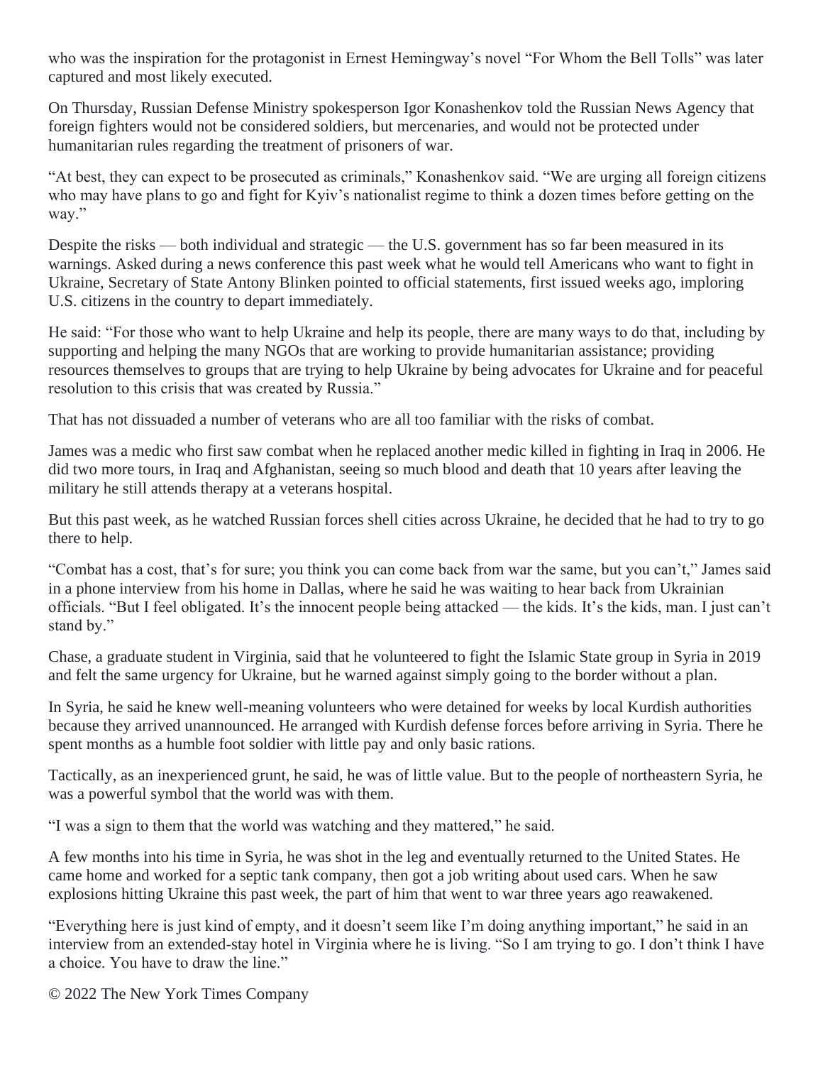who was the inspiration for the protagonist in Ernest Hemingway's novel "For Whom the Bell Tolls" was later captured and most likely executed.

On Thursday, Russian Defense Ministry spokesperson Igor Konashenkov told the Russian News Agency that foreign fighters would not be considered soldiers, but mercenaries, and would not be protected under humanitarian rules regarding the treatment of prisoners of war.

"At best, they can expect to be prosecuted as criminals," Konashenkov said. "We are urging all foreign citizens who may have plans to go and fight for Kyiv's nationalist regime to think a dozen times before getting on the way."

Despite the risks — both individual and strategic — the U.S. government has so far been measured in its warnings. Asked during a news conference this past week what he would tell Americans who want to fight in Ukraine, Secretary of State Antony Blinken pointed to official statements, first issued weeks ago, imploring U.S. citizens in the country to depart immediately.

He said: "For those who want to help Ukraine and help its people, there are many ways to do that, including by supporting and helping the many NGOs that are working to provide humanitarian assistance; providing resources themselves to groups that are trying to help Ukraine by being advocates for Ukraine and for peaceful resolution to this crisis that was created by Russia."

That has not dissuaded a number of veterans who are all too familiar with the risks of combat.

James was a medic who first saw combat when he replaced another medic killed in fighting in Iraq in 2006. He did two more tours, in Iraq and Afghanistan, seeing so much blood and death that 10 years after leaving the military he still attends therapy at a veterans hospital.

But this past week, as he watched Russian forces shell cities across Ukraine, he decided that he had to try to go there to help.

"Combat has a cost, that's for sure; you think you can come back from war the same, but you can't," James said in a phone interview from his home in Dallas, where he said he was waiting to hear back from Ukrainian officials. "But I feel obligated. It's the innocent people being attacked — the kids. It's the kids, man. I just can't stand by."

Chase, a graduate student in Virginia, said that he volunteered to fight the Islamic State group in Syria in 2019 and felt the same urgency for Ukraine, but he warned against simply going to the border without a plan.

In Syria, he said he knew well-meaning volunteers who were detained for weeks by local Kurdish authorities because they arrived unannounced. He arranged with Kurdish defense forces before arriving in Syria. There he spent months as a humble foot soldier with little pay and only basic rations.

Tactically, as an inexperienced grunt, he said, he was of little value. But to the people of northeastern Syria, he was a powerful symbol that the world was with them.

"I was a sign to them that the world was watching and they mattered," he said.

A few months into his time in Syria, he was shot in the leg and eventually returned to the United States. He came home and worked for a septic tank company, then got a job writing about used cars. When he saw explosions hitting Ukraine this past week, the part of him that went to war three years ago reawakened.

"Everything here is just kind of empty, and it doesn't seem like I'm doing anything important," he said in an interview from an extended-stay hotel in Virginia where he is living. "So I am trying to go. I don't think I have a choice. You have to draw the line."

© 2022 The New York Times Company